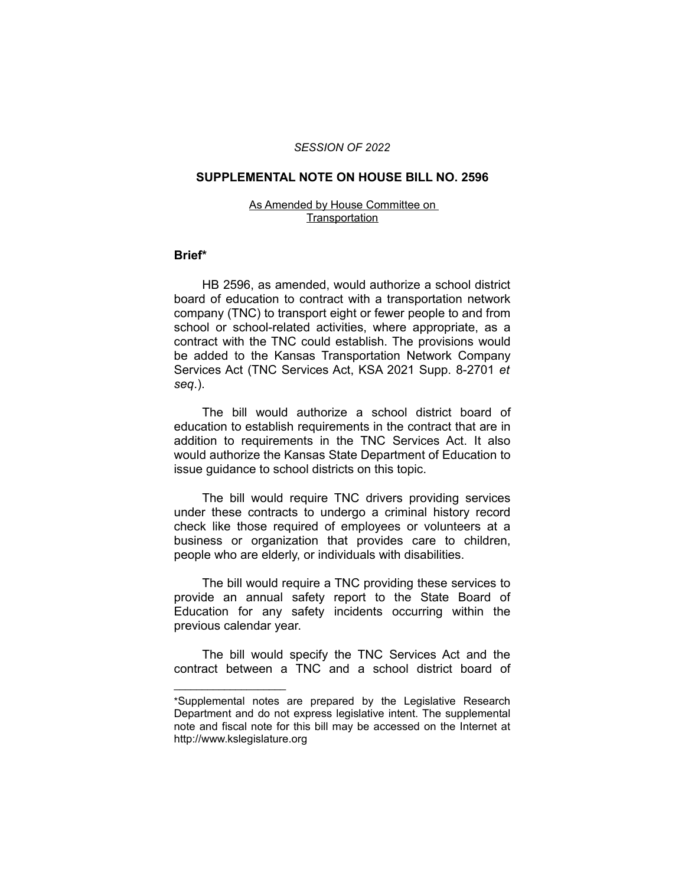*SESSION OF 2022*

## SUPPLEMENTAL NOTE ON HOUSE BILL NO. 2596

<u>As Amended by House Committee on Transportation</u>

### Brief*

HB 2596, as amended, would authorize a school district board of education to contract with a transportation network company (TNC) to transport eight or fewer people to and from school or school-related activities, where appropriate, as a contract with the TNC could establish. The provisions would be added to the Kansas Transportation Network Company Services Act (TNC Services Act, KSA 2021 Supp. 8-2701 *et seq*.).

The bill would authorize a school district board of education to establish requirements in the contract that are in addition to requirements in the TNC Services Act. It also would authorize the Kansas State Department of Education to issue guidance to school districts on this topic.

The bill would require TNC drivers providing services under these contracts to undergo a criminal history record check like those required of employees or volunteers at a business or organization that provides care to children, people who are elderly, or individuals with disabilities.

The bill would require a TNC providing these services to provide an annual safety report to the State Board of Education for any safety incidents occurring within the previous calendar year.

The bill would specify the TNC Services Act and the contract between a TNC and a school district board of

---

*Supplemental notes are prepared by the Legislative Research Department and do not express legislative intent. The supplemental note and fiscal note for this bill may be accessed on the Internet at http://www.kslegislature.org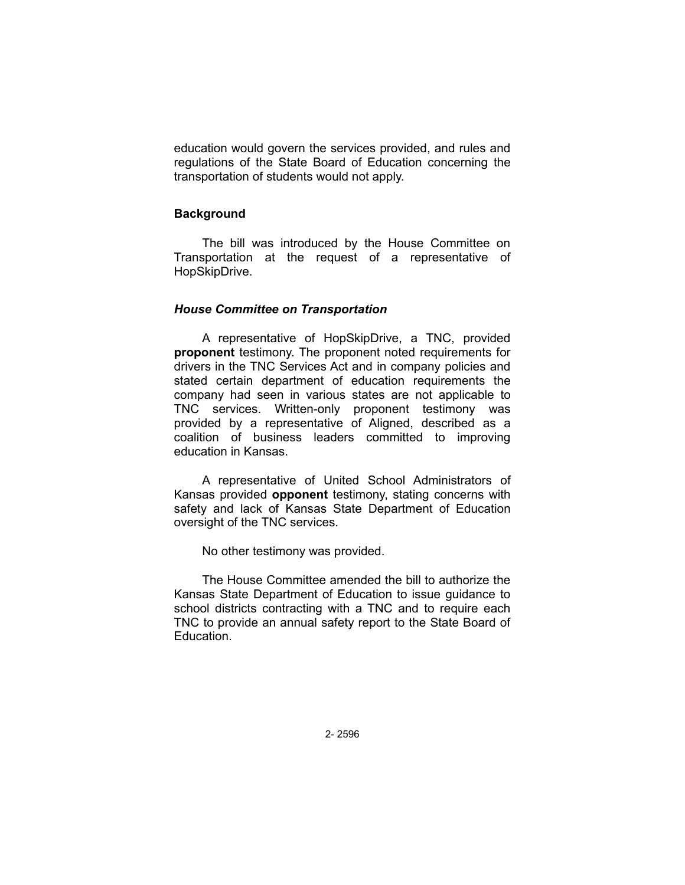education would govern the services provided, and rules and regulations of the State Board of Education concerning the transportation of students would not apply.

## Background

The bill was introduced by the House Committee on Transportation at the request of a representative of HopSkipDrive.

### *House Committee on Transportation*

A representative of HopSkipDrive, a TNC, provided **proponent** testimony. The proponent noted requirements for drivers in the TNC Services Act and in company policies and stated certain department of education requirements the company had seen in various states are not applicable to TNC services. Written-only proponent testimony was provided by a representative of Aligned, described as a coalition of business leaders committed to improving education in Kansas.

A representative of United School Administrators of Kansas provided **opponent** testimony, stating concerns with safety and lack of Kansas State Department of Education oversight of the TNC services.

No other testimony was provided.

The House Committee amended the bill to authorize the Kansas State Department of Education to issue guidance to school districts contracting with a TNC and to require each TNC to provide an annual safety report to the State Board of Education.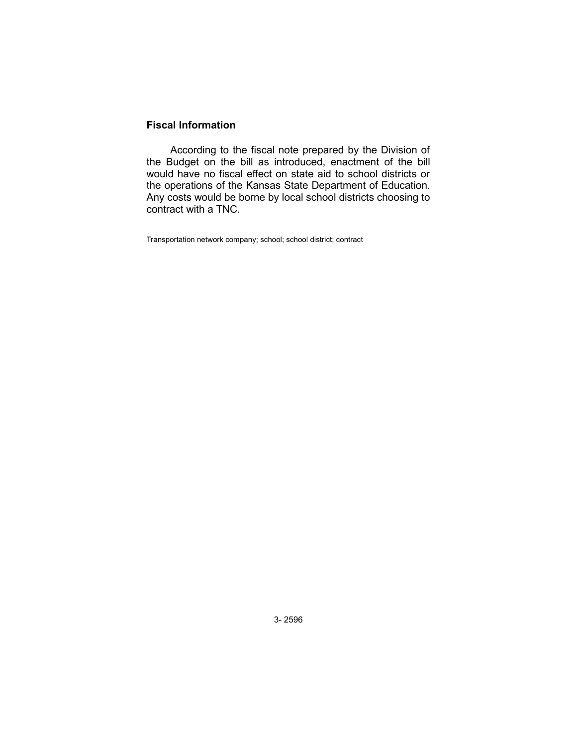### Fiscal Information

According to the fiscal note prepared by the Division of the Budget on the bill as introduced, enactment of the bill would have no fiscal effect on state aid to school districts or the operations of the Kansas State Department of Education. Any costs would be borne by local school districts choosing to contract with a TNC.

Transportation network company; school; school district; contract